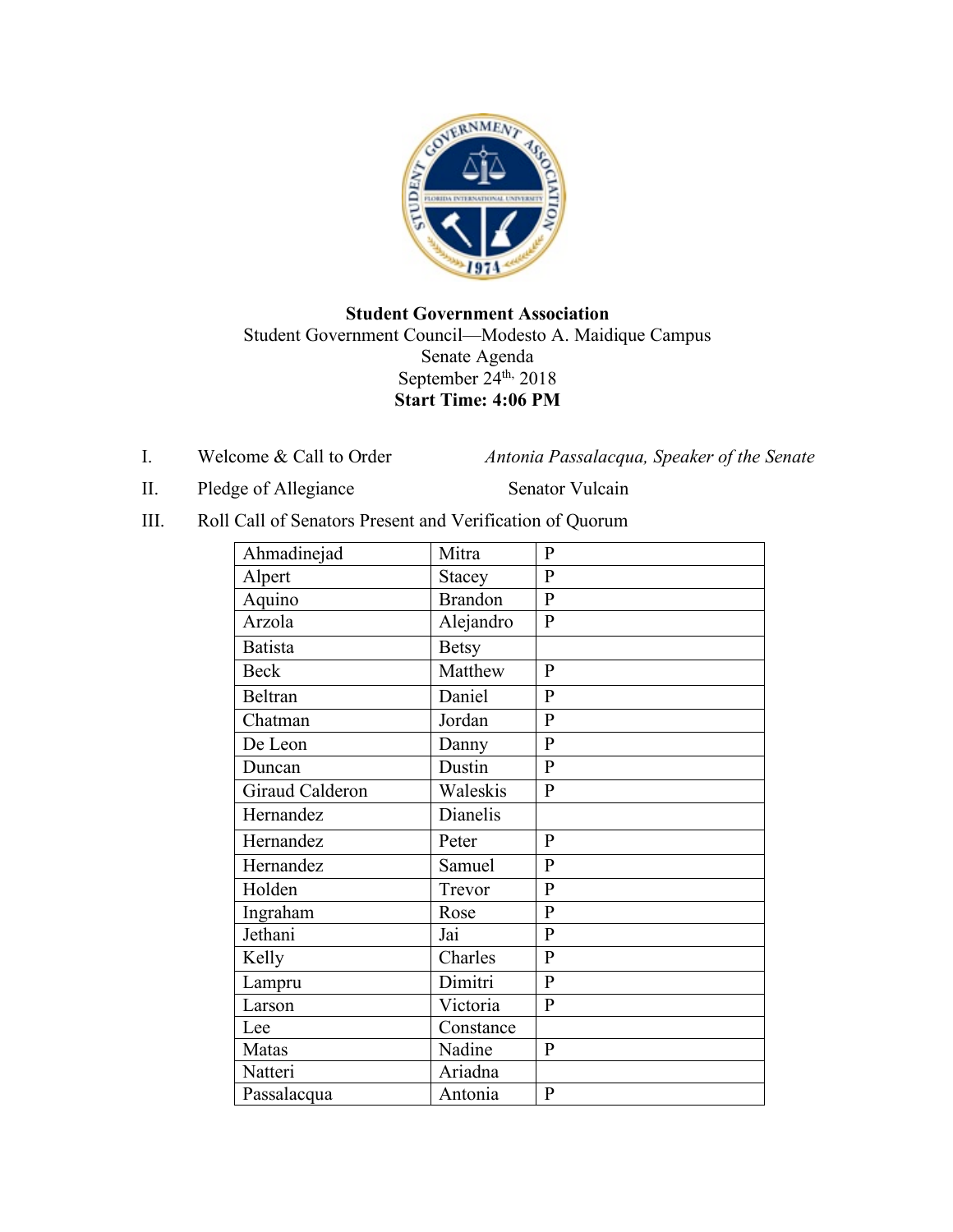**Student Government Association**

Student Government Council—Modesto A. Maidique Campus

Senate Agenda

September 24th, 2018

**Start Time: 4:06 PM**

I. Welcome & Call to Order — *Antonia Passalacqua, Speaker of the Senate*

II. Pledge of Allegiance — Senator Vulcain

III. Roll Call of Senators Present and Verification of Quorum

| | | |
|---|---|---|
| Ahmadinejad | Mitra | P |
| Alpert | Stacey | P |
| Aquino | Brandon | P |
| Arzola | Alejandro | P |
| Batista | Betsy | |
| Beck | Matthew | P |
| Beltran | Daniel | P |
| Chatman | Jordan | P |
| De Leon | Danny | P |
| Duncan | Dustin | P |
| Giraud Calderon | Waleskis | P |
| Hernandez | Dianelis | |
| Hernandez | Peter | P |
| Hernandez | Samuel | P |
| Holden | Trevor | P |
| Ingraham | Rose | P |
| Jethani | Jai | P |
| Kelly | Charles | P |
| Lampru | Dimitri | P |
| Larson | Victoria | P |
| Lee | Constance | |
| Matas | Nadine | P |
| Natteri | Ariadna | |
| Passalacqua | Antonia | P |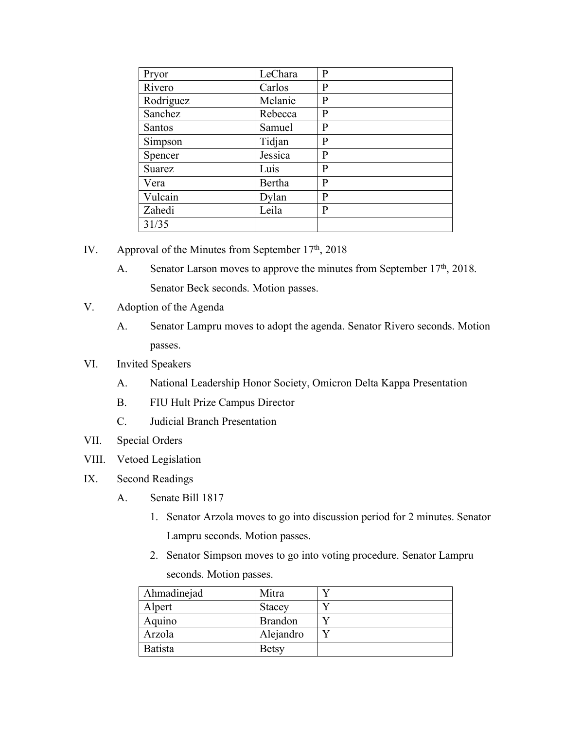| Pryor | LeChara | P |
|---|---|---|
| Rivero | Carlos | P |
| Rodriguez | Melanie | P |
| Sanchez | Rebecca | P |
| Santos | Samuel | P |
| Simpson | Tidjan | P |
| Spencer | Jessica | P |
| Suarez | Luis | P |
| Vera | Bertha | P |
| Vulcain | Dylan | P |
| Zahedi | Leila | P |
| 31/35 | | |

IV. Approval of the Minutes from September 17th, 2018

A. Senator Larson moves to approve the minutes from September 17th, 2018. Senator Beck seconds. Motion passes.

V. Adoption of the Agenda

A. Senator Lampru moves to adopt the agenda. Senator Rivero seconds. Motion passes.

VI. Invited Speakers

A. National Leadership Honor Society, Omicron Delta Kappa Presentation

B. FIU Hult Prize Campus Director

C. Judicial Branch Presentation

VII. Special Orders

VIII. Vetoed Legislation

IX. Second Readings

A. Senate Bill 1817

1. Senator Arzola moves to go into discussion period for 2 minutes. Senator Lampru seconds. Motion passes.
2. Senator Simpson moves to go into voting procedure. Senator Lampru seconds. Motion passes.

| Ahmadinejad | Mitra | Y |
|---|---|---|
| Alpert | Stacey | Y |
| Aquino | Brandon | Y |
| Arzola | Alejandro | Y |
| Batista | Betsy | |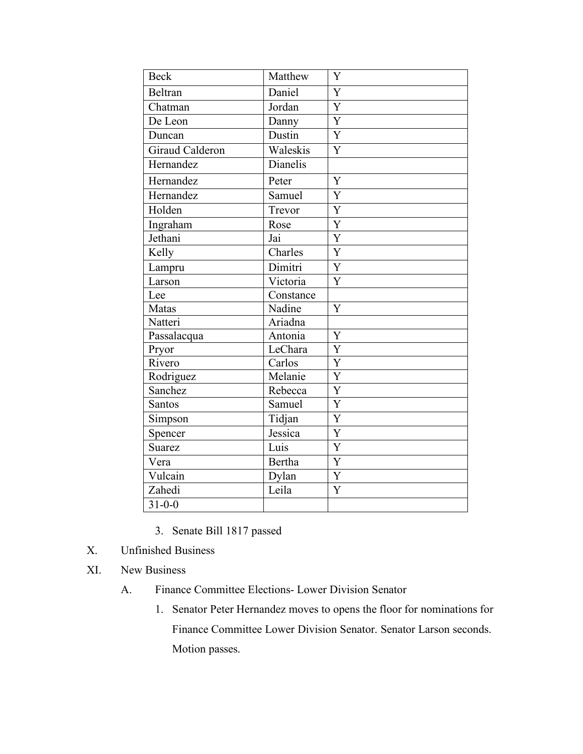| Beck | Matthew | Y |
|---|---|---|
| Beltran | Daniel | Y |
| Chatman | Jordan | Y |
| De Leon | Danny | Y |
| Duncan | Dustin | Y |
| Giraud Calderon | Waleskis | Y |
| Hernandez | Dianelis | |
| Hernandez | Peter | Y |
| Hernandez | Samuel | Y |
| Holden | Trevor | Y |
| Ingraham | Rose | Y |
| Jethani | Jai | Y |
| Kelly | Charles | Y |
| Lampru | Dimitri | Y |
| Larson | Victoria | Y |
| Lee | Constance | |
| Matas | Nadine | Y |
| Natteri | Ariadna | |
| Passalacqua | Antonia | Y |
| Pryor | LeChara | Y |
| Rivero | Carlos | Y |
| Rodriguez | Melanie | Y |
| Sanchez | Rebecca | Y |
| Santos | Samuel | Y |
| Simpson | Tidjan | Y |
| Spencer | Jessica | Y |
| Suarez | Luis | Y |
| Vera | Bertha | Y |
| Vulcain | Dylan | Y |
| Zahedi | Leila | Y |
| 31-0-0 | | |

3. Senate Bill 1817 passed

X. Unfinished Business

XI. New Business

A. Finance Committee Elections- Lower Division Senator

1. Senator Peter Hernandez moves to opens the floor for nominations for Finance Committee Lower Division Senator. Senator Larson seconds. Motion passes.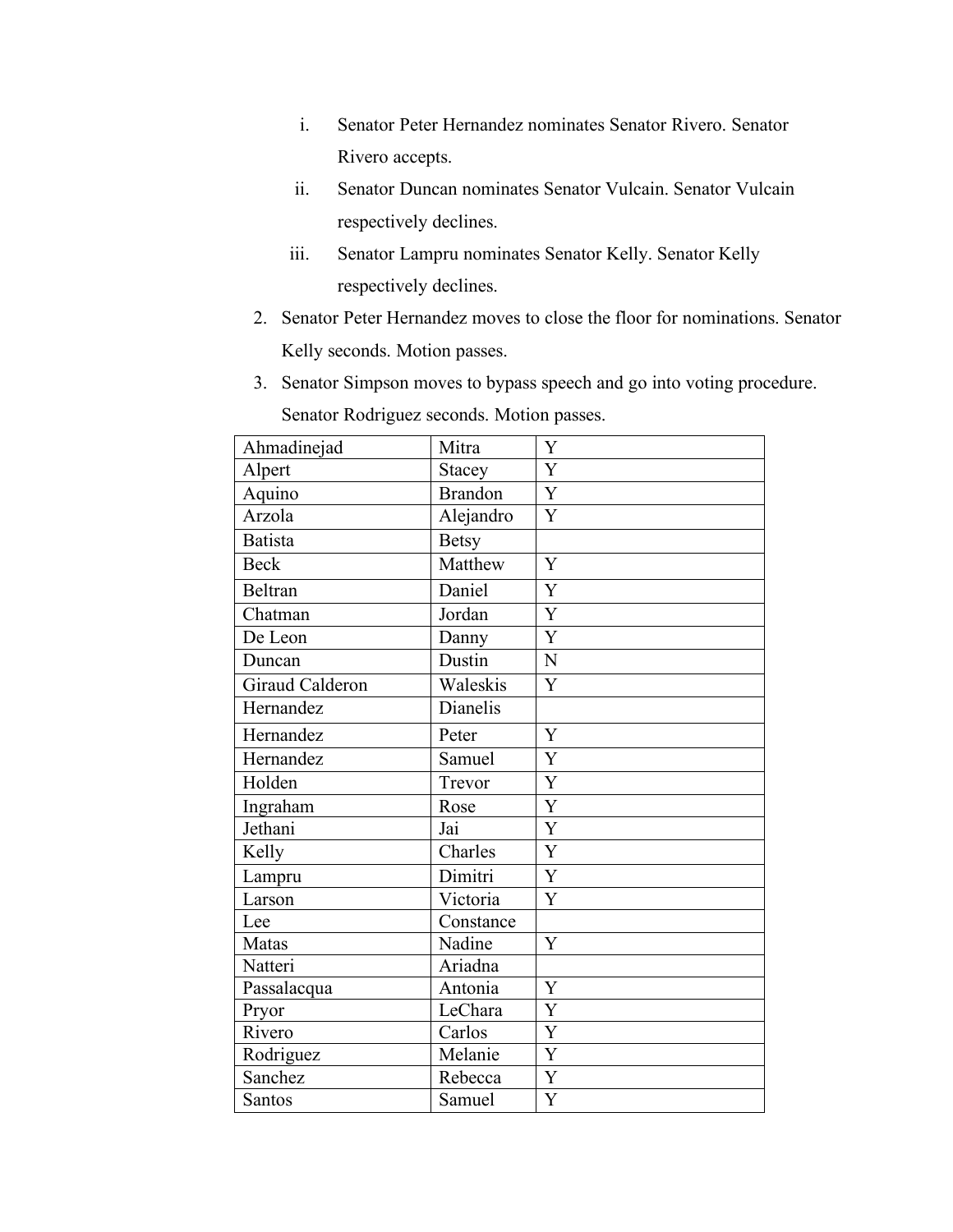i. Senator Peter Hernandez nominates Senator Rivero. Senator Rivero accepts.
ii. Senator Duncan nominates Senator Vulcain. Senator Vulcain respectively declines.
iii. Senator Lampru nominates Senator Kelly. Senator Kelly respectively declines.

2. Senator Peter Hernandez moves to close the floor for nominations. Senator Kelly seconds. Motion passes.
3. Senator Simpson moves to bypass speech and go into voting procedure. Senator Rodriguez seconds. Motion passes.

| | | |
|---|---|---|
| Ahmadinejad | Mitra | Y |
| Alpert | Stacey | Y |
| Aquino | Brandon | Y |
| Arzola | Alejandro | Y |
| Batista | Betsy | |
| Beck | Matthew | Y |
| Beltran | Daniel | Y |
| Chatman | Jordan | Y |
| De Leon | Danny | Y |
| Duncan | Dustin | N |
| Giraud Calderon | Waleskis | Y |
| Hernandez | Dianelis | |
| Hernandez | Peter | Y |
| Hernandez | Samuel | Y |
| Holden | Trevor | Y |
| Ingraham | Rose | Y |
| Jethani | Jai | Y |
| Kelly | Charles | Y |
| Lampru | Dimitri | Y |
| Larson | Victoria | Y |
| Lee | Constance | |
| Matas | Nadine | Y |
| Natteri | Ariadna | |
| Passalacqua | Antonia | Y |
| Pryor | LeChara | Y |
| Rivero | Carlos | Y |
| Rodriguez | Melanie | Y |
| Sanchez | Rebecca | Y |
| Santos | Samuel | Y |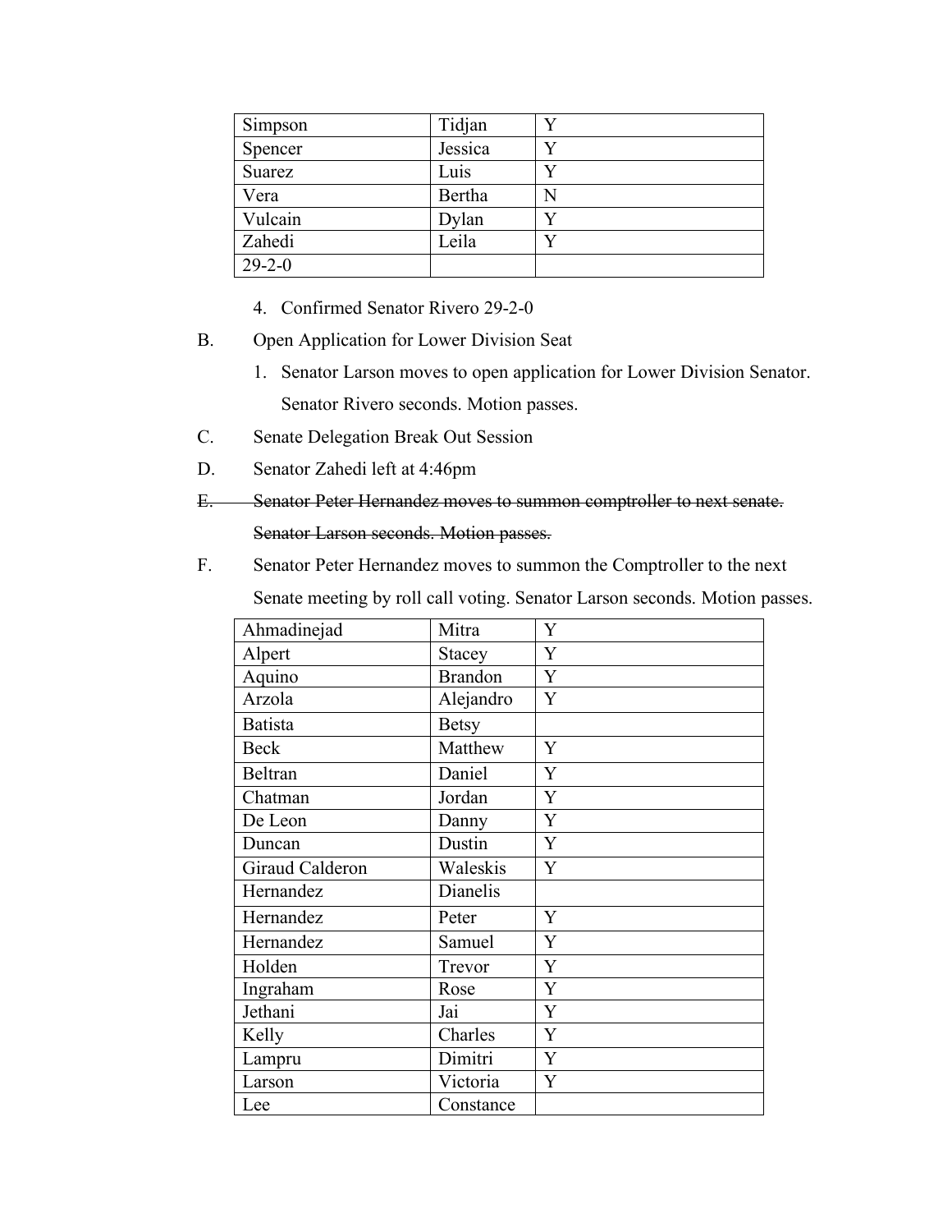| Simpson | Tidjan | Y |
|---|---|---|
| Spencer | Jessica | Y |
| Suarez | Luis | Y |
| Vera | Bertha | N |
| Vulcain | Dylan | Y |
| Zahedi | Leila | Y |
| 29-2-0 | | |

4. Confirmed Senator Rivero 29-2-0

B. Open Application for Lower Division Seat

1. Senator Larson moves to open application for Lower Division Senator. Senator Rivero seconds. Motion passes.

C. Senate Delegation Break Out Session

D. Senator Zahedi left at 4:46pm

~~E. Senator Peter Hernandez moves to summon comptroller to next senate. Senator Larson seconds. Motion passes.~~

F. Senator Peter Hernandez moves to summon the Comptroller to the next Senate meeting by roll call voting. Senator Larson seconds. Motion passes.

| Ahmadinejad | Mitra | Y |
|---|---|---|
| Alpert | Stacey | Y |
| Aquino | Brandon | Y |
| Arzola | Alejandro | Y |
| Batista | Betsy | |
| Beck | Matthew | Y |
| Beltran | Daniel | Y |
| Chatman | Jordan | Y |
| De Leon | Danny | Y |
| Duncan | Dustin | Y |
| Giraud Calderon | Waleskis | Y |
| Hernandez | Dianelis | |
| Hernandez | Peter | Y |
| Hernandez | Samuel | Y |
| Holden | Trevor | Y |
| Ingraham | Rose | Y |
| Jethani | Jai | Y |
| Kelly | Charles | Y |
| Lampru | Dimitri | Y |
| Larson | Victoria | Y |
| Lee | Constance | |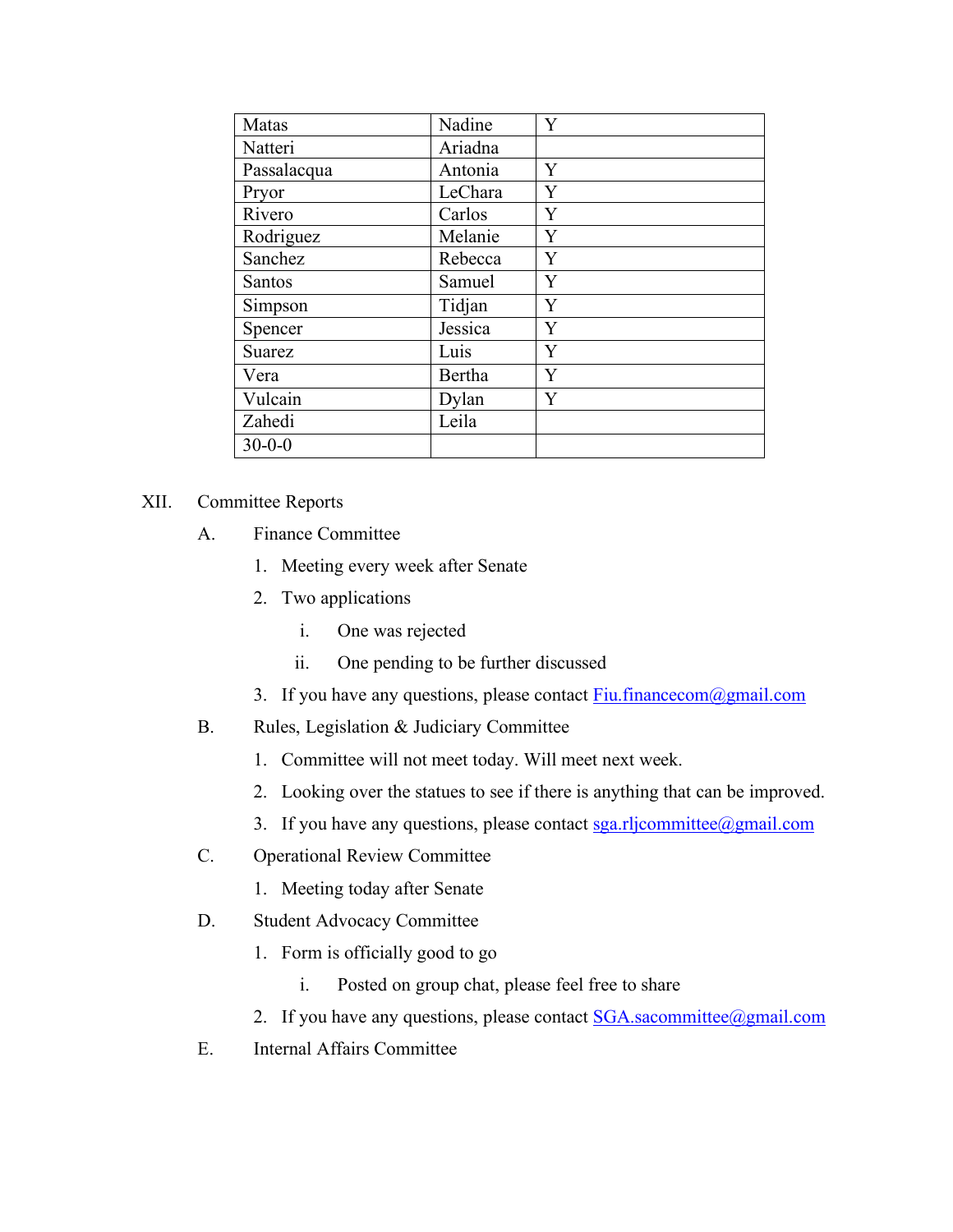| Matas | Nadine | Y |
|---|---|---|
| Natteri | Ariadna | |
| Passalacqua | Antonia | Y |
| Pryor | LeChara | Y |
| Rivero | Carlos | Y |
| Rodriguez | Melanie | Y |
| Sanchez | Rebecca | Y |
| Santos | Samuel | Y |
| Simpson | Tidjan | Y |
| Spencer | Jessica | Y |
| Suarez | Luis | Y |
| Vera | Bertha | Y |
| Vulcain | Dylan | Y |
| Zahedi | Leila | |
| 30-0-0 | | |

XII. Committee Reports

A. Finance Committee

1. Meeting every week after Senate
2. Two applications
   i. One was rejected
   ii. One pending to be further discussed
3. If you have any questions, please contact Fiu.financecom@gmail.com

B. Rules, Legislation & Judiciary Committee

1. Committee will not meet today. Will meet next week.
2. Looking over the statues to see if there is anything that can be improved.
3. If you have any questions, please contact sga.rljcommittee@gmail.com

C. Operational Review Committee

1. Meeting today after Senate

D. Student Advocacy Committee

1. Form is officially good to go
   i. Posted on group chat, please feel free to share
2. If you have any questions, please contact SGA.sacommittee@gmail.com

E. Internal Affairs Committee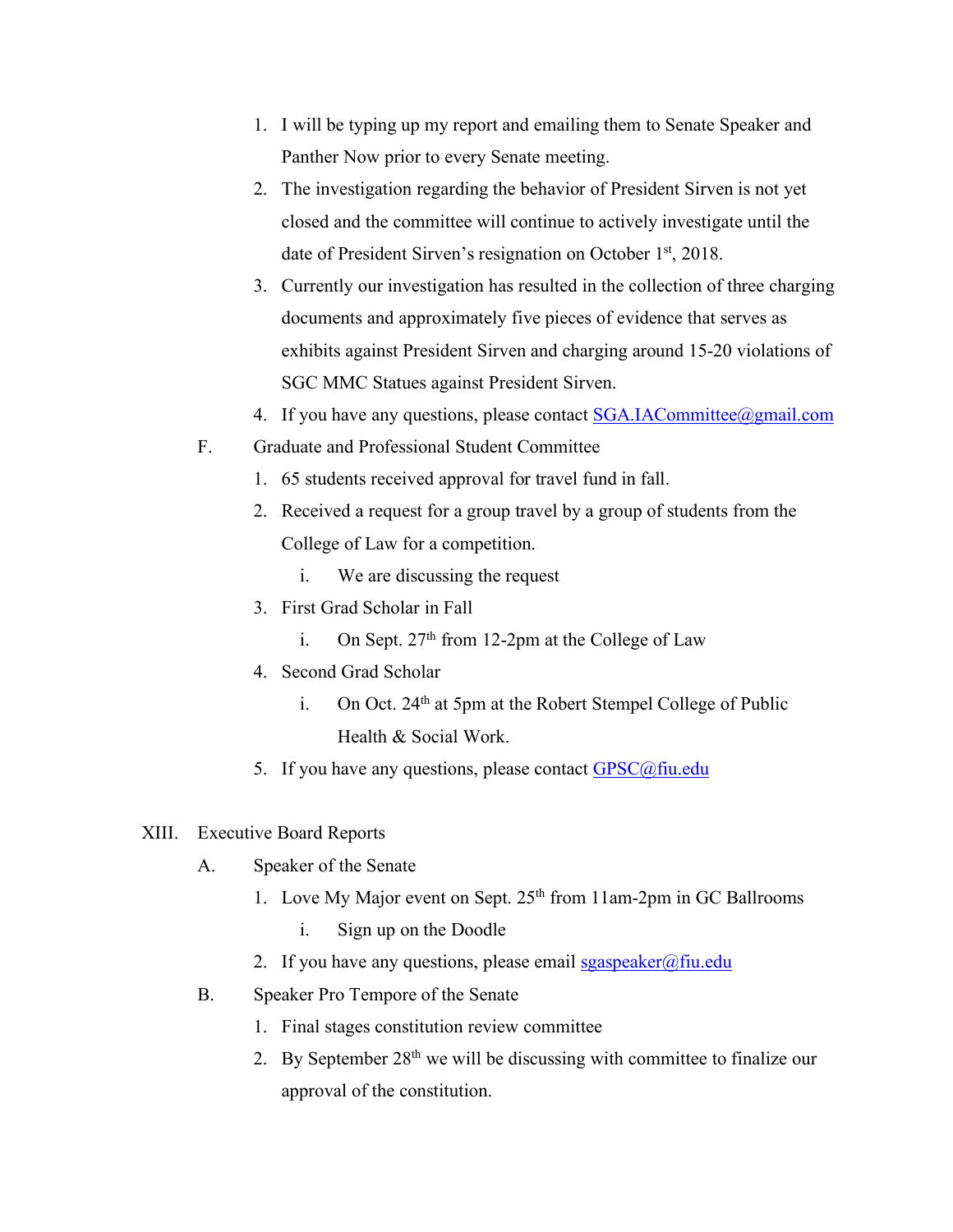1. I will be typing up my report and emailing them to Senate Speaker and Panther Now prior to every Senate meeting.
2. The investigation regarding the behavior of President Sirven is not yet closed and the committee will continue to actively investigate until the date of President Sirven's resignation on October 1st, 2018.
3. Currently our investigation has resulted in the collection of three charging documents and approximately five pieces of evidence that serves as exhibits against President Sirven and charging around 15-20 violations of SGC MMC Statues against President Sirven.
4. If you have any questions, please contact SGA.IACommittee@gmail.com

F. Graduate and Professional Student Committee

1. 65 students received approval for travel fund in fall.
2. Received a request for a group travel by a group of students from the College of Law for a competition.
   i. We are discussing the request
3. First Grad Scholar in Fall
   i. On Sept. 27th from 12-2pm at the College of Law
4. Second Grad Scholar
   i. On Oct. 24th at 5pm at the Robert Stempel College of Public Health & Social Work.
5. If you have any questions, please contact GPSC@fiu.edu

XIII. Executive Board Reports

A. Speaker of the Senate

1. Love My Major event on Sept. 25th from 11am-2pm in GC Ballrooms
   i. Sign up on the Doodle
2. If you have any questions, please email sgaspeaker@fiu.edu

B. Speaker Pro Tempore of the Senate

1. Final stages constitution review committee
2. By September 28th we will be discussing with committee to finalize our approval of the constitution.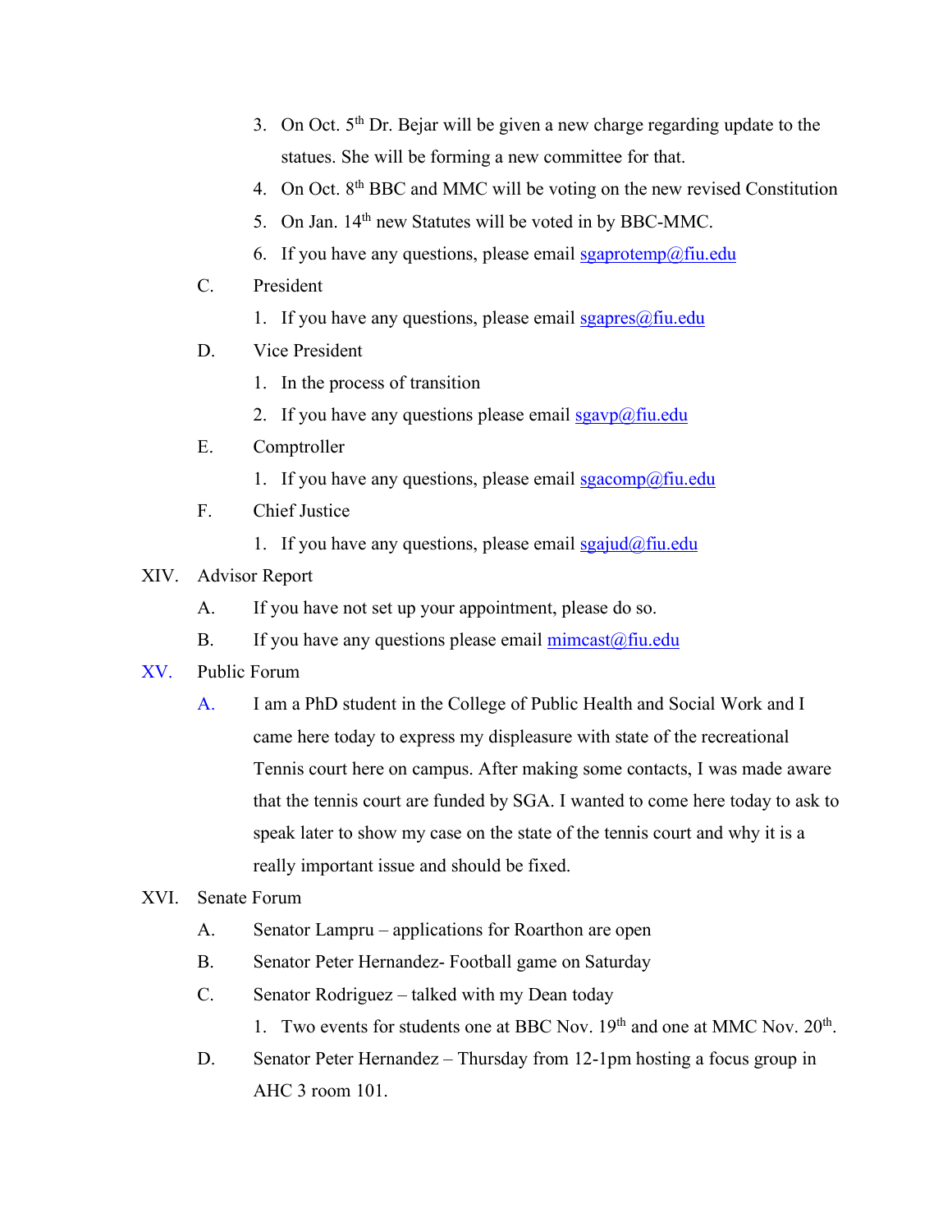3. On Oct. 5th Dr. Bejar will be given a new charge regarding update to the statues. She will be forming a new committee for that.
4. On Oct. 8th BBC and MMC will be voting on the new revised Constitution
5. On Jan. 14th new Statutes will be voted in by BBC-MMC.
6. If you have any questions, please email sgaprotemp@fiu.edu

C. President

1. If you have any questions, please email sgapres@fiu.edu

D. Vice President

1. In the process of transition
2. If you have any questions please email sgavp@fiu.edu

E. Comptroller

1. If you have any questions, please email sgacomp@fiu.edu

F. Chief Justice

1. If you have any questions, please email sgajud@fiu.edu

XIV. Advisor Report

A. If you have not set up your appointment, please do so.

B. If you have any questions please email mimcast@fiu.edu

XV. Public Forum

A. I am a PhD student in the College of Public Health and Social Work and I came here today to express my displeasure with state of the recreational Tennis court here on campus. After making some contacts, I was made aware that the tennis court are funded by SGA. I wanted to come here today to ask to speak later to show my case on the state of the tennis court and why it is a really important issue and should be fixed.

XVI. Senate Forum

A. Senator Lampru – applications for Roarthon are open

B. Senator Peter Hernandez- Football game on Saturday

C. Senator Rodriguez – talked with my Dean today

1. Two events for students one at BBC Nov. 19th and one at MMC Nov. 20th.

D. Senator Peter Hernandez – Thursday from 12-1pm hosting a focus group in AHC 3 room 101.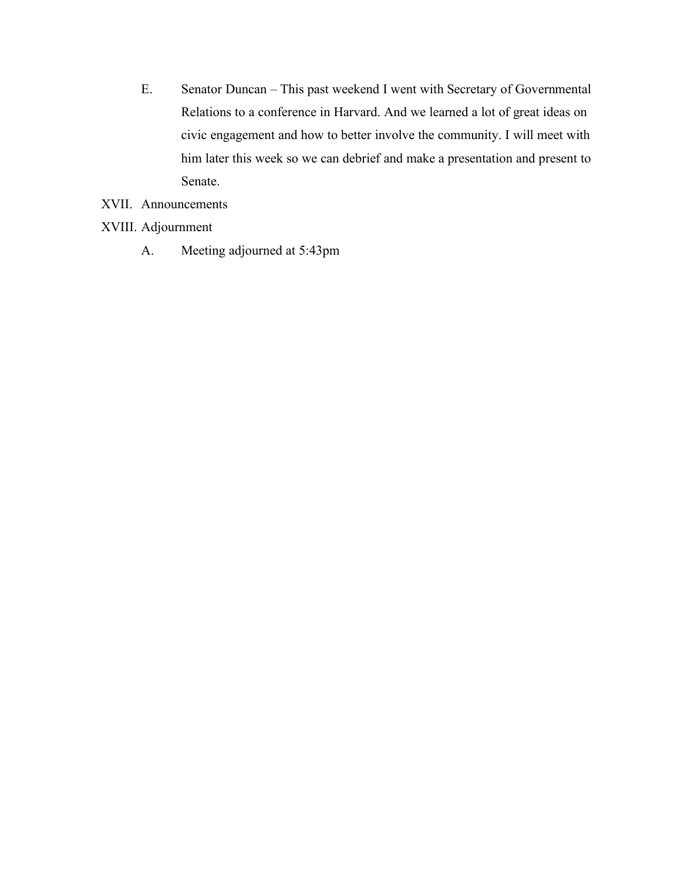E. Senator Duncan – This past weekend I went with Secretary of Governmental Relations to a conference in Harvard. And we learned a lot of great ideas on civic engagement and how to better involve the community. I will meet with him later this week so we can debrief and make a presentation and present to Senate.

XVII. Announcements

XVIII. Adjournment

A. Meeting adjourned at 5:43pm